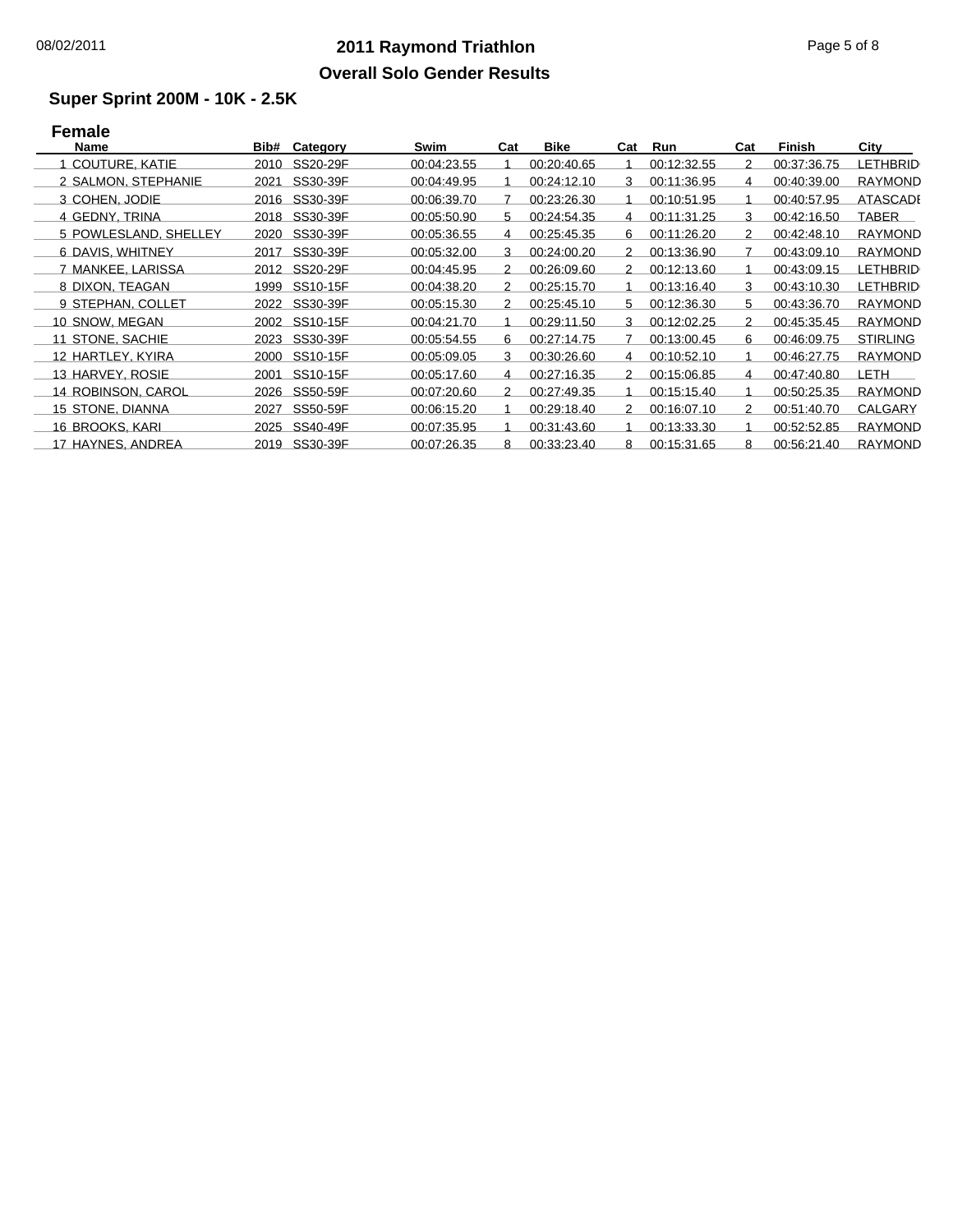# 2011 Raymond Triathlon

## Overall Solo Gender Results

### Super Sprint 200M - 10K - 2.5K

#### Female

| Name | Bib# | Category | Swim | Cat | Bike | Cat | Run | Cat | Finish | City |
|---|---|---|---|---|---|---|---|---|---|---|
| 1 COUTURE, KATIE | 2010 | SS20-29F | 00:04:23.55 | 1 | 00:20:40.65 | 1 | 00:12:32.55 | 2 | 00:37:36.75 | LETHBRID |
| 2 SALMON, STEPHANIE | 2021 | SS30-39F | 00:04:49.95 | 1 | 00:24:12.10 | 3 | 00:11:36.95 | 4 | 00:40:39.00 | RAYMOND |
| 3 COHEN, JODIE | 2016 | SS30-39F | 00:06:39.70 | 7 | 00:23:26.30 | 1 | 00:10:51.95 | 1 | 00:40:57.95 | ATASCADE |
| 4 GEDNY, TRINA | 2018 | SS30-39F | 00:05:50.90 | 5 | 00:24:54.35 | 4 | 00:11:31.25 | 3 | 00:42:16.50 | TABER |
| 5 POWLESLAND, SHELLEY | 2020 | SS30-39F | 00:05:36.55 | 4 | 00:25:45.35 | 6 | 00:11:26.20 | 2 | 00:42:48.10 | RAYMOND |
| 6 DAVIS, WHITNEY | 2017 | SS30-39F | 00:05:32.00 | 3 | 00:24:00.20 | 2 | 00:13:36.90 | 7 | 00:43:09.10 | RAYMOND |
| 7 MANKEE, LARISSA | 2012 | SS20-29F | 00:04:45.95 | 2 | 00:26:09.60 | 2 | 00:12:13.60 | 1 | 00:43:09.15 | LETHBRID |
| 8 DIXON, TEAGAN | 1999 | SS10-15F | 00:04:38.20 | 2 | 00:25:15.70 | 1 | 00:13:16.40 | 3 | 00:43:10.30 | LETHBRID |
| 9 STEPHAN, COLLET | 2022 | SS30-39F | 00:05:15.30 | 2 | 00:25:45.10 | 5 | 00:12:36.30 | 5 | 00:43:36.70 | RAYMOND |
| 10 SNOW, MEGAN | 2002 | SS10-15F | 00:04:21.70 | 1 | 00:29:11.50 | 3 | 00:12:02.25 | 2 | 00:45:35.45 | RAYMOND |
| 11 STONE, SACHIE | 2023 | SS30-39F | 00:05:54.55 | 6 | 00:27:14.75 | 7 | 00:13:00.45 | 6 | 00:46:09.75 | STIRLING |
| 12 HARTLEY, KYIRA | 2000 | SS10-15F | 00:05:09.05 | 3 | 00:30:26.60 | 4 | 00:10:52.10 | 1 | 00:46:27.75 | RAYMOND |
| 13 HARVEY, ROSIE | 2001 | SS10-15F | 00:05:17.60 | 4 | 00:27:16.35 | 2 | 00:15:06.85 | 4 | 00:47:40.80 | LETH |
| 14 ROBINSON, CAROL | 2026 | SS50-59F | 00:07:20.60 | 2 | 00:27:49.35 | 1 | 00:15:15.40 | 1 | 00:50:25.35 | RAYMOND |
| 15 STONE, DIANNA | 2027 | SS50-59F | 00:06:15.20 | 1 | 00:29:18.40 | 2 | 00:16:07.10 | 2 | 00:51:40.70 | CALGARY |
| 16 BROOKS, KARI | 2025 | SS40-49F | 00:07:35.95 | 1 | 00:31:43.60 | 1 | 00:13:33.30 | 1 | 00:52:52.85 | RAYMOND |
| 17 HAYNES, ANDREA | 2019 | SS30-39F | 00:07:26.35 | 8 | 00:33:23.40 | 8 | 00:15:31.65 | 8 | 00:56:21.40 | RAYMOND |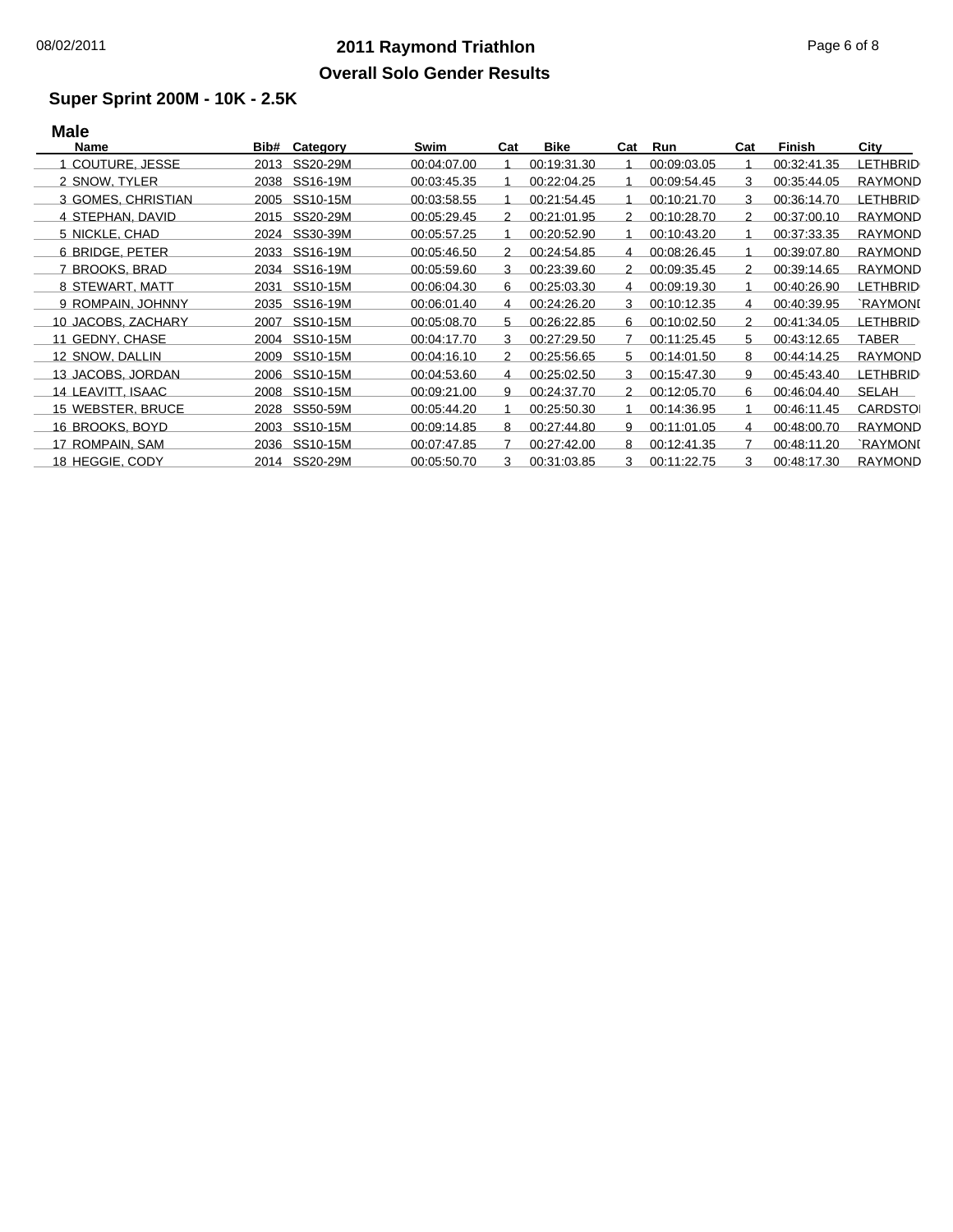# 2011 Raymond Triathlon

## Overall Solo Gender Results

### Super Sprint 200M - 10K - 2.5K

#### Male

| Name | Bib# | Category | Swim | Cat | Bike | Cat | Run | Cat | Finish | City |
|---|---|---|---|---|---|---|---|---|---|---|
| 1 COUTURE, JESSE | 2013 | SS20-29M | 00:04:07.00 | 1 | 00:19:31.30 | 1 | 00:09:03.05 | 1 | 00:32:41.35 | LETHBRID |
| 2 SNOW, TYLER | 2038 | SS16-19M | 00:03:45.35 | 1 | 00:22:04.25 | 1 | 00:09:54.45 | 3 | 00:35:44.05 | RAYMOND |
| 3 GOMES, CHRISTIAN | 2005 | SS10-15M | 00:03:58.55 | 1 | 00:21:54.45 | 1 | 00:10:21.70 | 3 | 00:36:14.70 | LETHBRID |
| 4 STEPHAN, DAVID | 2015 | SS20-29M | 00:05:29.45 | 2 | 00:21:01.95 | 2 | 00:10:28.70 | 2 | 00:37:00.10 | RAYMOND |
| 5 NICKLE, CHAD | 2024 | SS30-39M | 00:05:57.25 | 1 | 00:20:52.90 | 1 | 00:10:43.20 | 1 | 00:37:33.35 | RAYMOND |
| 6 BRIDGE, PETER | 2033 | SS16-19M | 00:05:46.50 | 2 | 00:24:54.85 | 4 | 00:08:26.45 | 1 | 00:39:07.80 | RAYMOND |
| 7 BROOKS, BRAD | 2034 | SS16-19M | 00:05:59.60 | 3 | 00:23:39.60 | 2 | 00:09:35.45 | 2 | 00:39:14.65 | RAYMOND |
| 8 STEWART, MATT | 2031 | SS10-15M | 00:06:04.30 | 6 | 00:25:03.30 | 4 | 00:09:19.30 | 1 | 00:40:26.90 | LETHBRID |
| 9 ROMPAIN, JOHNNY | 2035 | SS16-19M | 00:06:01.40 | 4 | 00:24:26.20 | 3 | 00:10:12.35 | 4 | 00:40:39.95 | `RAYMONI |
| 10 JACOBS, ZACHARY | 2007 | SS10-15M | 00:05:08.70 | 5 | 00:26:22.85 | 6 | 00:10:02.50 | 2 | 00:41:34.05 | LETHBRID |
| 11 GEDNY, CHASE | 2004 | SS10-15M | 00:04:17.70 | 3 | 00:27:29.50 | 7 | 00:11:25.45 | 5 | 00:43:12.65 | TABER |
| 12 SNOW, DALLIN | 2009 | SS10-15M | 00:04:16.10 | 2 | 00:25:56.65 | 5 | 00:14:01.50 | 8 | 00:44:14.25 | RAYMOND |
| 13 JACOBS, JORDAN | 2006 | SS10-15M | 00:04:53.60 | 4 | 00:25:02.50 | 3 | 00:15:47.30 | 9 | 00:45:43.40 | LETHBRID |
| 14 LEAVITT, ISAAC | 2008 | SS10-15M | 00:09:21.00 | 9 | 00:24:37.70 | 2 | 00:12:05.70 | 6 | 00:46:04.40 | SELAH |
| 15 WEBSTER, BRUCE | 2028 | SS50-59M | 00:05:44.20 | 1 | 00:25:50.30 | 1 | 00:14:36.95 | 1 | 00:46:11.45 | CARDSTOI |
| 16 BROOKS, BOYD | 2003 | SS10-15M | 00:09:14.85 | 8 | 00:27:44.80 | 9 | 00:11:01.05 | 4 | 00:48:00.70 | RAYMOND |
| 17 ROMPAIN, SAM | 2036 | SS10-15M | 00:07:47.85 | 7 | 00:27:42.00 | 8 | 00:12:41.35 | 7 | 00:48:11.20 | `RAYMONI |
| 18 HEGGIE, CODY | 2014 | SS20-29M | 00:05:50.70 | 3 | 00:31:03.85 | 3 | 00:11:22.75 | 3 | 00:48:17.30 | RAYMOND |